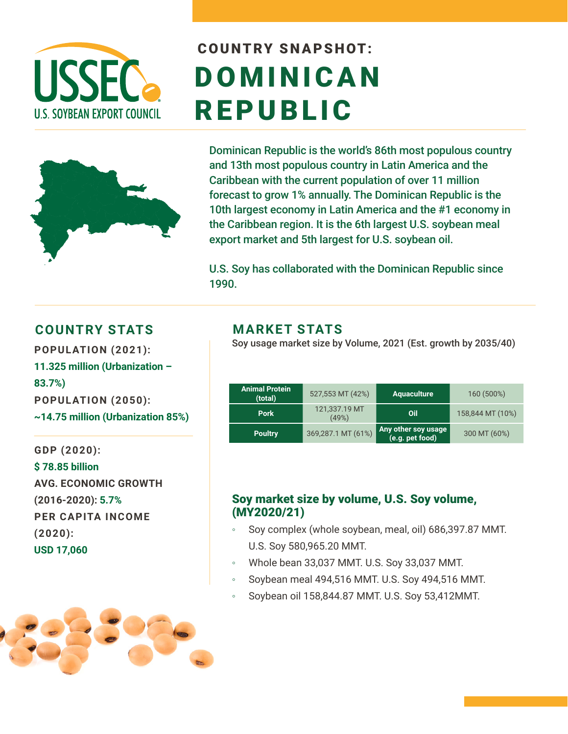# COUNTRY SNAPSHOT: DOMINICAN REPUBLIC

USSEC U.S. SOYBEAN EXPORT COUNCIL

Dominican Republic is the world's 86th most populous country and 13th most populous country in Latin America and the Caribbean with the current population of over 11 million forecast to grow 1% annually. The Dominican Republic is the 10th largest economy in Latin America and the #1 economy in the Caribbean region. It is the 6th largest U.S. soybean meal export market and 5th largest for U.S. soybean oil.

U.S. Soy has collaborated with the Dominican Republic since 1990.

## COUNTRY STATS

**POPULATION (2021):**
11.325 million (Urbanization – 83.7%)

**POPULATION (2050):**
~14.75 million (Urbanization 85%)

**GDP (2020):**
$ 78.85 billion

**AVG. ECONOMIC GROWTH (2016-2020):** 5.7%

**PER CAPITA INCOME (2020):**
USD 17,060

## MARKET STATS

Soy usage market size by Volume, 2021 (Est. growth by 2035/40)

| Animal Protein (total) | 527,553 MT (42%) | Aquaculture | 160 (500%) |
|---|---|---|---|
| Pork | 121,337.19 MT (49%) | Oil | 158,844 MT (10%) |
| Poultry | 369,287.1 MT (61%) | Any other soy usage (e.g. pet food) | 300 MT (60%) |

### Soy market size by volume, U.S. Soy volume, (MY2020/21)

- Soy complex (whole soybean, meal, oil) 686,397.87 MMT. U.S. Soy 580,965.20 MMT.
- Whole bean 33,037 MMT. U.S. Soy 33,037 MMT.
- Soybean meal 494,516 MMT. U.S. Soy 494,516 MMT.
- Soybean oil 158,844.87 MMT. U.S. Soy 53,412MMT.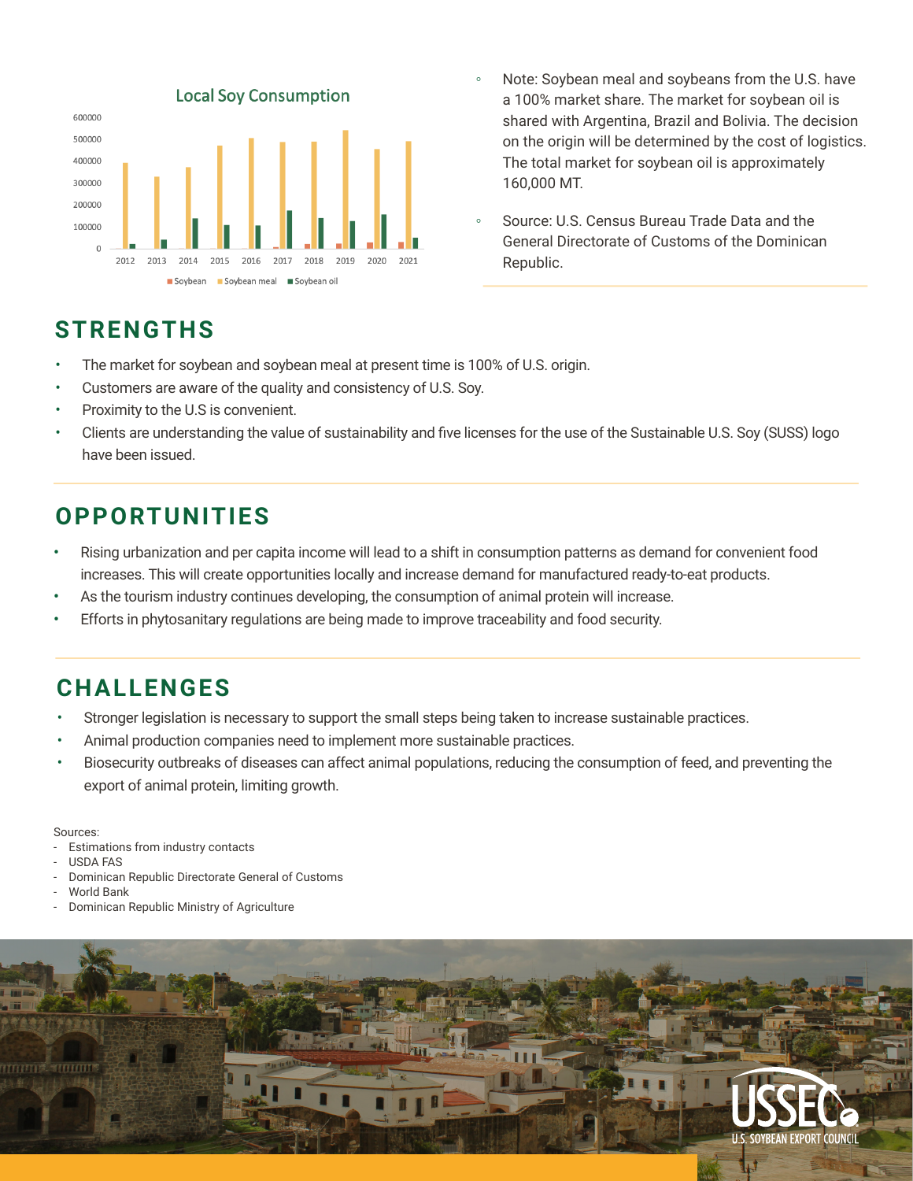Local Soy Consumption

600000
500000
400000
300000
200000
100000
0

2012 2013 2014 2015 2016 2017 2018 2019 2020 2021

Soybean Soybean meal Soybean oil

- Note: Soybean meal and soybeans from the U.S. have a 100% market share. The market for soybean oil is shared with Argentina, Brazil and Bolivia. The decision on the origin will be determined by the cost of logistics. The total market for soybean oil is approximately 160,000 MT.
- Source: U.S. Census Bureau Trade Data and the General Directorate of Customs of the Dominican Republic.

## STRENGTHS

- The market for soybean and soybean meal at present time is 100% of U.S. origin.
- Customers are aware of the quality and consistency of U.S. Soy.
- Proximity to the U.S is convenient.
- Clients are understanding the value of sustainability and five licenses for the use of the Sustainable U.S. Soy (SUSS) logo have been issued.

## OPPORTUNITIES

- Rising urbanization and per capita income will lead to a shift in consumption patterns as demand for convenient food increases. This will create opportunities locally and increase demand for manufactured ready-to-eat products.
- As the tourism industry continues developing, the consumption of animal protein will increase.
- Efforts in phytosanitary regulations are being made to improve traceability and food security.

## CHALLENGES

- Stronger legislation is necessary to support the small steps being taken to increase sustainable practices.
- Animal production companies need to implement more sustainable practices.
- Biosecurity outbreaks of diseases can affect animal populations, reducing the consumption of feed, and preventing the export of animal protein, limiting growth.

Sources:
- Estimations from industry contacts
- USDA FAS
- Dominican Republic Directorate General of Customs
- World Bank
- Dominican Republic Ministry of Agriculture